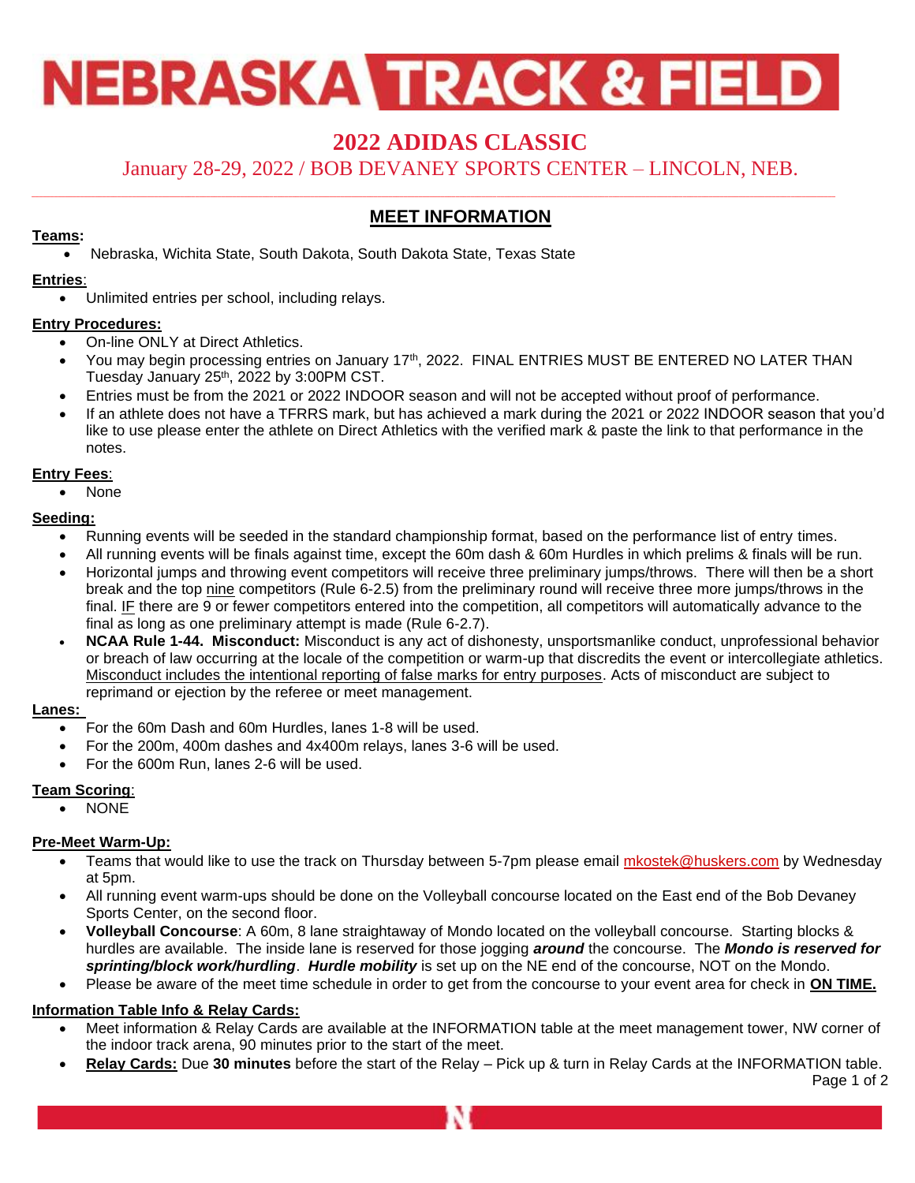# NEBRASKA TRACK & FIELD

## 2022 ADIDAS CLASSIC

January 28-29, 2022 / BOB DEVANEY SPORTS CENTER – LINCOLN, NEB.

## MEET INFORMATION

**Teams:**

- Nebraska, Wichita State, South Dakota, South Dakota State, Texas State

**Entries:**

- Unlimited entries per school, including relays.

**Entry Procedures:**

- On-line ONLY at Direct Athletics.
- You may begin processing entries on January 17th, 2022. FINAL ENTRIES MUST BE ENTERED NO LATER THAN Tuesday January 25th, 2022 by 3:00PM CST.
- Entries must be from the 2021 or 2022 INDOOR season and will not be accepted without proof of performance.
- If an athlete does not have a TFRRS mark, but has achieved a mark during the 2021 or 2022 INDOOR season that you'd like to use please enter the athlete on Direct Athletics with the verified mark & paste the link to that performance in the notes.

**Entry Fees:**

- None

**Seeding:**

- Running events will be seeded in the standard championship format, based on the performance list of entry times.
- All running events will be finals against time, except the 60m dash & 60m Hurdles in which prelims & finals will be run.
- Horizontal jumps and throwing event competitors will receive three preliminary jumps/throws. There will then be a short break and the top nine competitors (Rule 6-2.5) from the preliminary round will receive three more jumps/throws in the final. IF there are 9 or fewer competitors entered into the competition, all competitors will automatically advance to the final as long as one preliminary attempt is made (Rule 6-2.7).
- **NCAA Rule 1-44. Misconduct:** Misconduct is any act of dishonesty, unsportsmanlike conduct, unprofessional behavior or breach of law occurring at the locale of the competition or warm-up that discredits the event or intercollegiate athletics. Misconduct includes the intentional reporting of false marks for entry purposes. Acts of misconduct are subject to reprimand or ejection by the referee or meet management.

**Lanes:**

- For the 60m Dash and 60m Hurdles, lanes 1-8 will be used.
- For the 200m, 400m dashes and 4x400m relays, lanes 3-6 will be used.
- For the 600m Run, lanes 2-6 will be used.

**Team Scoring:**

- NONE

**Pre-Meet Warm-Up:**

- Teams that would like to use the track on Thursday between 5-7pm please email mkostek@huskers.com by Wednesday at 5pm.
- All running event warm-ups should be done on the Volleyball concourse located on the East end of the Bob Devaney Sports Center, on the second floor.
- **Volleyball Concourse**: A 60m, 8 lane straightaway of Mondo located on the volleyball concourse. Starting blocks & hurdles are available. The inside lane is reserved for those jogging ***around*** the concourse. The ***Mondo is reserved for sprinting/block work/hurdling***. ***Hurdle mobility*** is set up on the NE end of the concourse, NOT on the Mondo.
- Please be aware of the meet time schedule in order to get from the concourse to your event area for check in **ON TIME.**

**Information Table Info & Relay Cards:**

- Meet information & Relay Cards are available at the INFORMATION table at the meet management tower, NW corner of the indoor track arena, 90 minutes prior to the start of the meet.
- **Relay Cards:** Due **30 minutes** before the start of the Relay – Pick up & turn in Relay Cards at the INFORMATION table.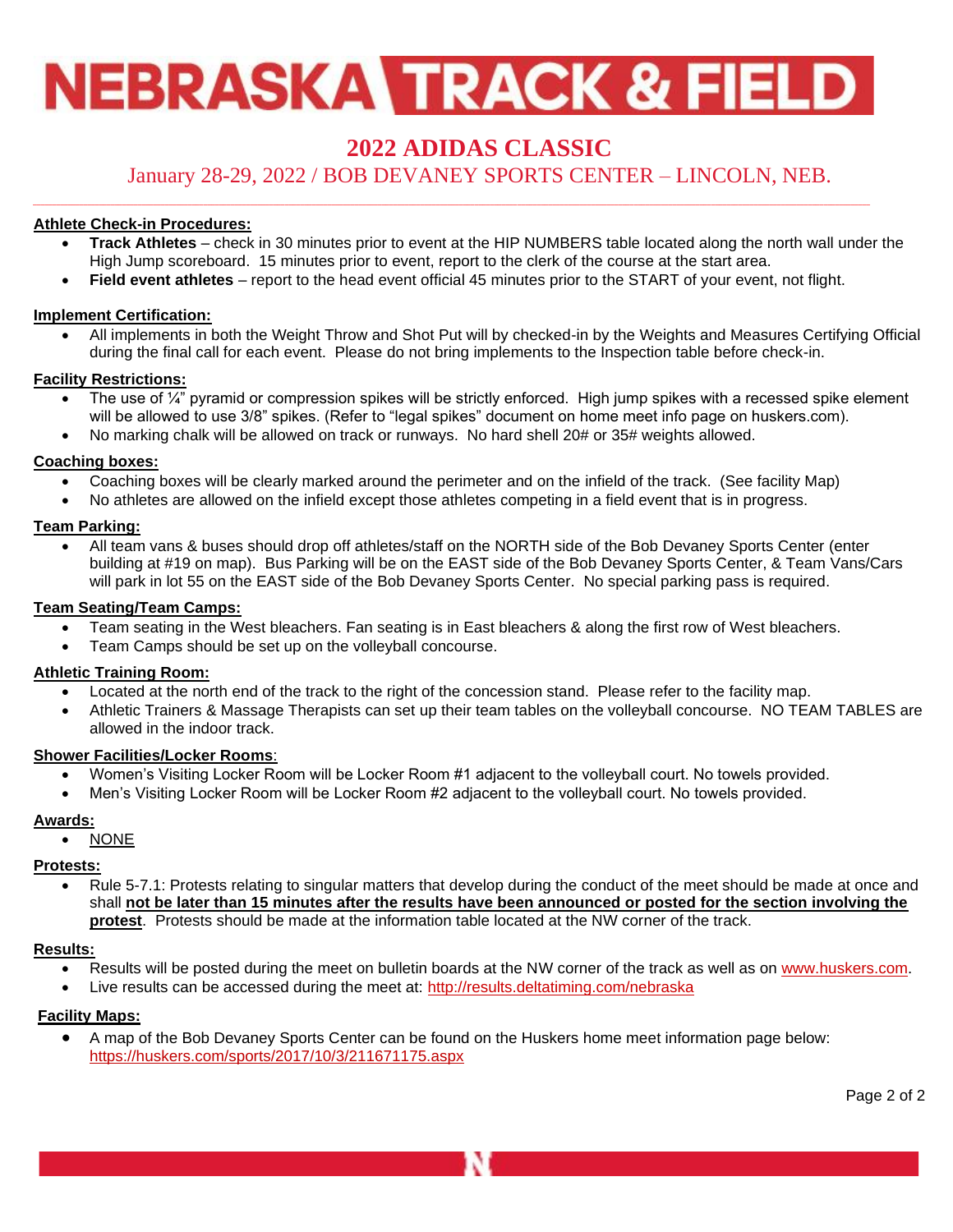# NEBRASKA TRACK & FIELD

## 2022 ADIDAS CLASSIC

January 28-29, 2022 / BOB DEVANEY SPORTS CENTER – LINCOLN, NEB.

**Athlete Check-in Procedures:**

- **Track Athletes** – check in 30 minutes prior to event at the HIP NUMBERS table located along the north wall under the High Jump scoreboard. 15 minutes prior to event, report to the clerk of the course at the start area.
- **Field event athletes** – report to the head event official 45 minutes prior to the START of your event, not flight.

**Implement Certification:**

- All implements in both the Weight Throw and Shot Put will by checked-in by the Weights and Measures Certifying Official during the final call for each event. Please do not bring implements to the Inspection table before check-in.

**Facility Restrictions:**

- The use of ¼" pyramid or compression spikes will be strictly enforced. High jump spikes with a recessed spike element will be allowed to use 3/8" spikes. (Refer to "legal spikes" document on home meet info page on huskers.com).
- No marking chalk will be allowed on track or runways. No hard shell 20# or 35# weights allowed.

**Coaching boxes:**

- Coaching boxes will be clearly marked around the perimeter and on the infield of the track. (See facility Map)
- No athletes are allowed on the infield except those athletes competing in a field event that is in progress.

**Team Parking:**

- All team vans & buses should drop off athletes/staff on the NORTH side of the Bob Devaney Sports Center (enter building at #19 on map). Bus Parking will be on the EAST side of the Bob Devaney Sports Center, & Team Vans/Cars will park in lot 55 on the EAST side of the Bob Devaney Sports Center. No special parking pass is required.

**Team Seating/Team Camps:**

- Team seating in the West bleachers. Fan seating is in East bleachers & along the first row of West bleachers.
- Team Camps should be set up on the volleyball concourse.

**Athletic Training Room:**

- Located at the north end of the track to the right of the concession stand. Please refer to the facility map.
- Athletic Trainers & Massage Therapists can set up their team tables on the volleyball concourse. NO TEAM TABLES are allowed in the indoor track.

**Shower Facilities/Locker Rooms:**

- Women's Visiting Locker Room will be Locker Room #1 adjacent to the volleyball court. No towels provided.
- Men's Visiting Locker Room will be Locker Room #2 adjacent to the volleyball court. No towels provided.

**Awards:**

- NONE

**Protests:**

- Rule 5-7.1: Protests relating to singular matters that develop during the conduct of the meet should be made at once and shall **not be later than 15 minutes after the results have been announced or posted for the section involving the protest**. Protests should be made at the information table located at the NW corner of the track.

**Results:**

- Results will be posted during the meet on bulletin boards at the NW corner of the track as well as on www.huskers.com.
- Live results can be accessed during the meet at: http://results.deltatiming.com/nebraska

**Facility Maps:**

- A map of the Bob Devaney Sports Center can be found on the Huskers home meet information page below: https://huskers.com/sports/2017/10/3/211671175.aspx